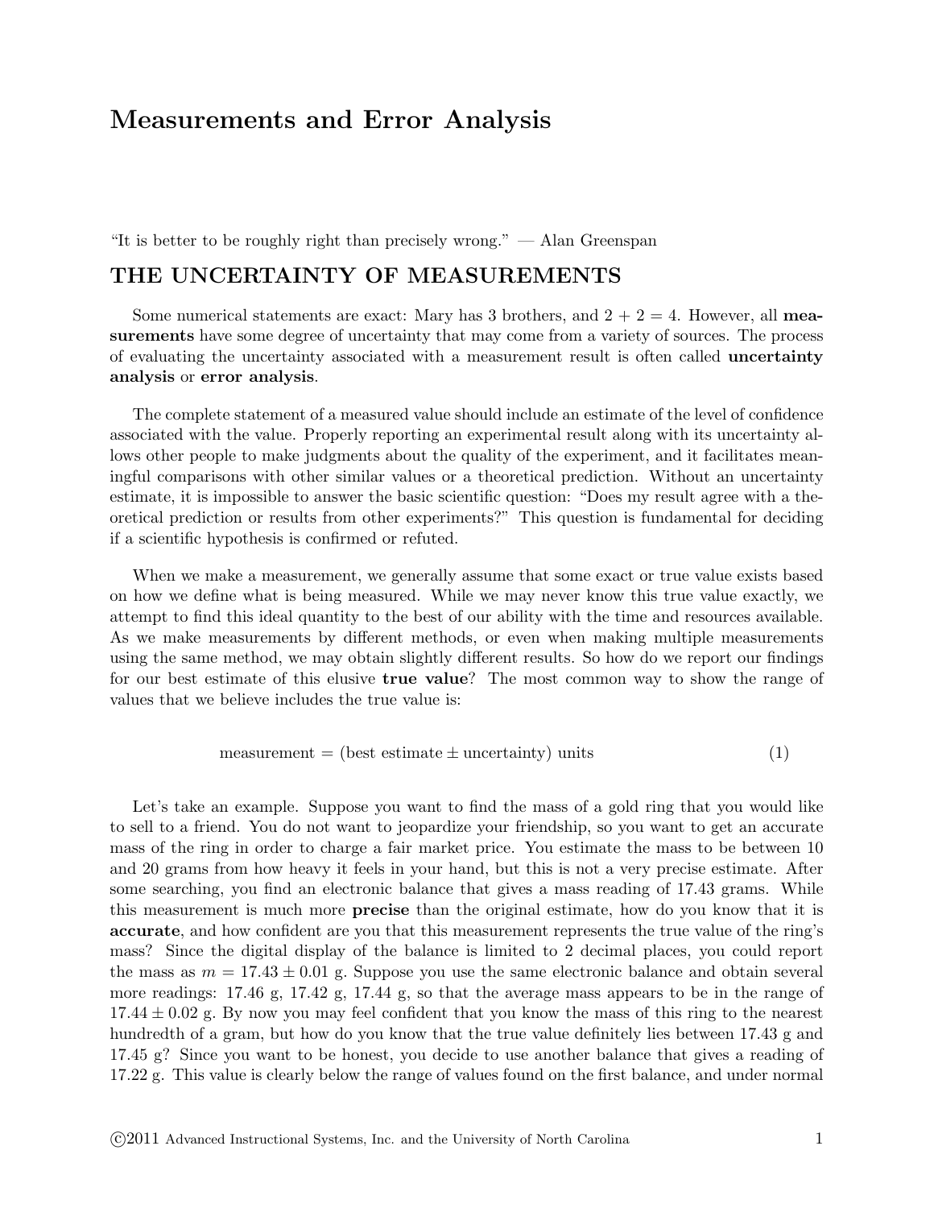# Measurements and Error Analysis

"It is better to be roughly right than precisely wrong." — Alan Greenspan

## THE UNCERTAINTY OF MEASUREMENTS

Some numerical statements are exact: Mary has 3 brothers, and 2 + 2 = 4. However, all **measurements** have some degree of uncertainty that may come from a variety of sources. The process of evaluating the uncertainty associated with a measurement result is often called **uncertainty analysis** or **error analysis**.

The complete statement of a measured value should include an estimate of the level of confidence associated with the value. Properly reporting an experimental result along with its uncertainty allows other people to make judgments about the quality of the experiment, and it facilitates meaningful comparisons with other similar values or a theoretical prediction. Without an uncertainty estimate, it is impossible to answer the basic scientific question: "Does my result agree with a theoretical prediction or results from other experiments?" This question is fundamental for deciding if a scientific hypothesis is confirmed or refuted.

When we make a measurement, we generally assume that some exact or true value exists based on how we define what is being measured. While we may never know this true value exactly, we attempt to find this ideal quantity to the best of our ability with the time and resources available. As we make measurements by different methods, or even when making multiple measurements using the same method, we may obtain slightly different results. So how do we report our findings for our best estimate of this elusive **true value**? The most common way to show the range of values that we believe includes the true value is:

$$\text{measurement} = (\text{best estimate} \pm \text{uncertainty})\ \text{units} \tag{1}$$

Let's take an example. Suppose you want to find the mass of a gold ring that you would like to sell to a friend. You do not want to jeopardize your friendship, so you want to get an accurate mass of the ring in order to charge a fair market price. You estimate the mass to be between 10 and 20 grams from how heavy it feels in your hand, but this is not a very precise estimate. After some searching, you find an electronic balance that gives a mass reading of 17.43 grams. While this measurement is much more **precise** than the original estimate, how do you know that it is **accurate**, and how confident are you that this measurement represents the true value of the ring's mass? Since the digital display of the balance is limited to 2 decimal places, you could report the mass as $m = 17.43 \pm 0.01$ g. Suppose you use the same electronic balance and obtain several more readings: 17.46 g, 17.42 g, 17.44 g, so that the average mass appears to be in the range of $17.44 \pm 0.02$ g. By now you may feel confident that you know the mass of this ring to the nearest hundredth of a gram, but how do you know that the true value definitely lies between 17.43 g and 17.45 g? Since you want to be honest, you decide to use another balance that gives a reading of 17.22 g. This value is clearly below the range of values found on the first balance, and under normal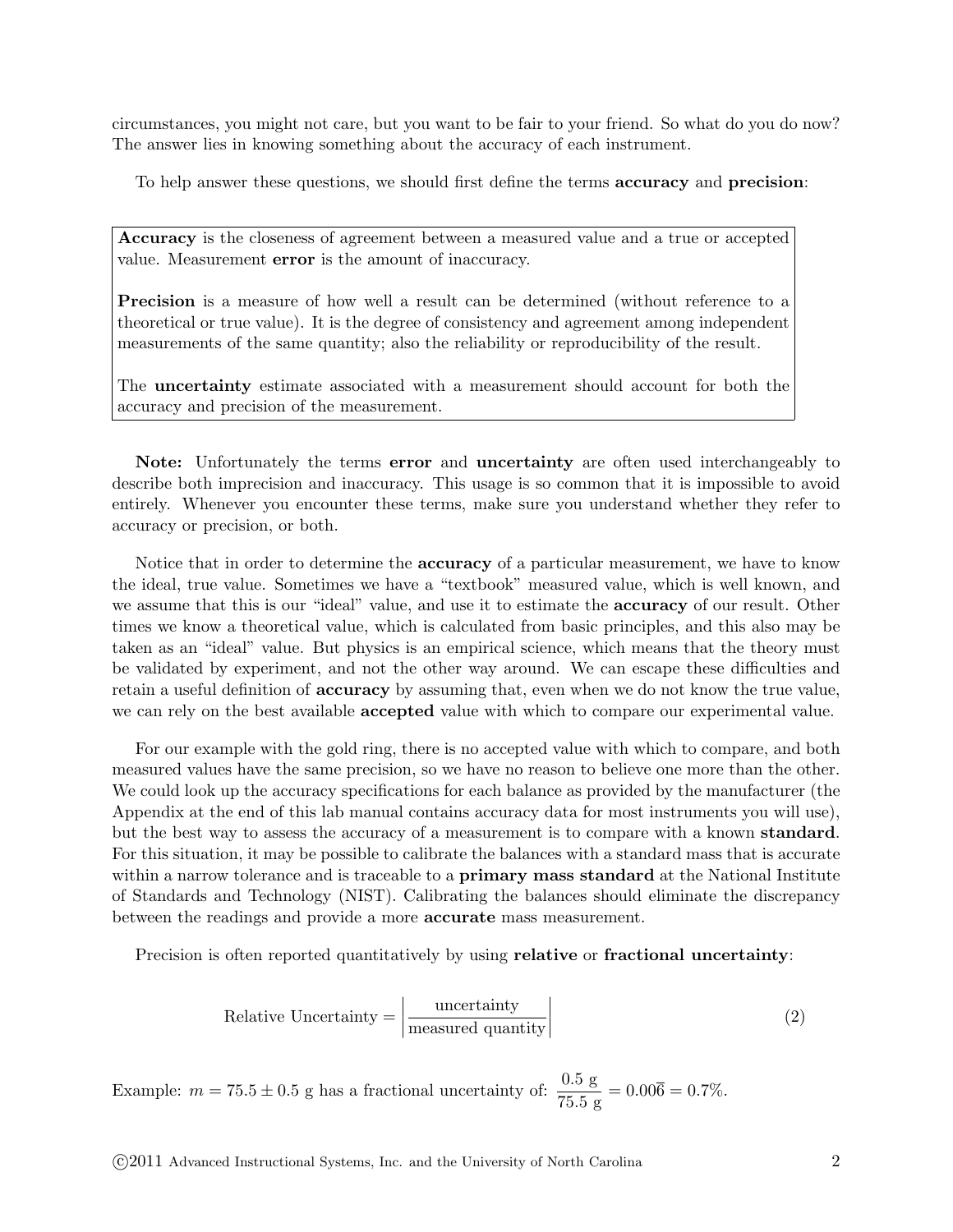circumstances, you might not care, but you want to be fair to your friend. So what do you do now? The answer lies in knowing something about the accuracy of each instrument.

To help answer these questions, we should first define the terms **accuracy** and **precision**:

> **Accuracy** is the closeness of agreement between a measured value and a true or accepted value. Measurement **error** is the amount of inaccuracy.
>
> **Precision** is a measure of how well a result can be determined (without reference to a theoretical or true value). It is the degree of consistency and agreement among independent measurements of the same quantity; also the reliability or reproducibility of the result.
>
> The **uncertainty** estimate associated with a measurement should account for both the accuracy and precision of the measurement.

**Note:** Unfortunately the terms **error** and **uncertainty** are often used interchangeably to describe both imprecision and inaccuracy. This usage is so common that it is impossible to avoid entirely. Whenever you encounter these terms, make sure you understand whether they refer to accuracy or precision, or both.

Notice that in order to determine the **accuracy** of a particular measurement, we have to know the ideal, true value. Sometimes we have a "textbook" measured value, which is well known, and we assume that this is our "ideal" value, and use it to estimate the **accuracy** of our result. Other times we know a theoretical value, which is calculated from basic principles, and this also may be taken as an "ideal" value. But physics is an empirical science, which means that the theory must be validated by experiment, and not the other way around. We can escape these difficulties and retain a useful definition of **accuracy** by assuming that, even when we do not know the true value, we can rely on the best available **accepted** value with which to compare our experimental value.

For our example with the gold ring, there is no accepted value with which to compare, and both measured values have the same precision, so we have no reason to believe one more than the other. We could look up the accuracy specifications for each balance as provided by the manufacturer (the Appendix at the end of this lab manual contains accuracy data for most instruments you will use), but the best way to assess the accuracy of a measurement is to compare with a known **standard**. For this situation, it may be possible to calibrate the balances with a standard mass that is accurate within a narrow tolerance and is traceable to a **primary mass standard** at the National Institute of Standards and Technology (NIST). Calibrating the balances should eliminate the discrepancy between the readings and provide a more **accurate** mass measurement.

Precision is often reported quantitatively by using **relative** or **fractional uncertainty**:

$$\text{Relative Uncertainty} = \left| \frac{\text{uncertainty}}{\text{measured quantity}} \right| \tag{2}$$

Example: $m = 75.5 \pm 0.5$ g has a fractional uncertainty of: $\dfrac{0.5 \text{ g}}{75.5 \text{ g}} = 0.00\overline{6} = 0.7\%$.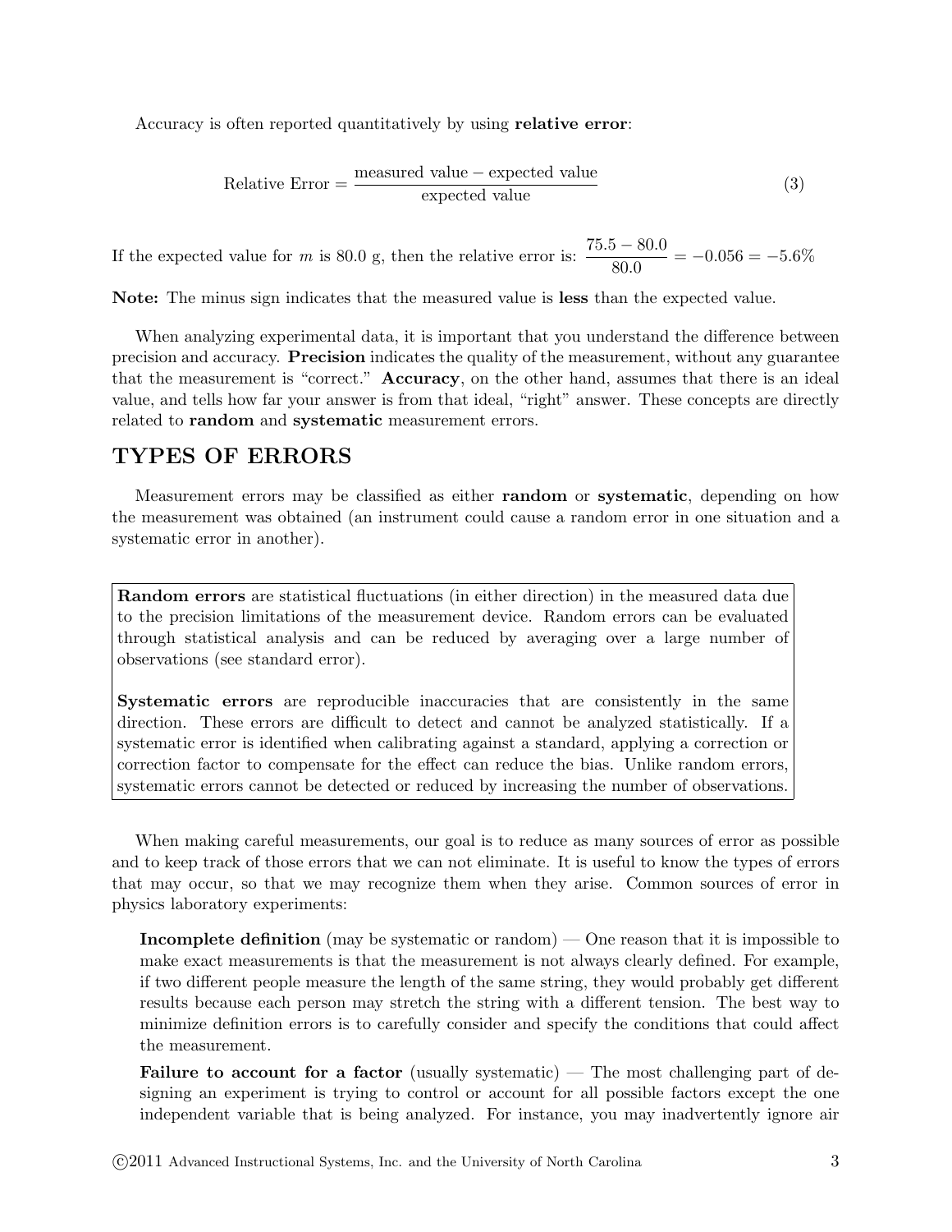Accuracy is often reported quantitatively by using **relative error**:

$$\text{Relative Error} = \frac{\text{measured value} - \text{expected value}}{\text{expected value}} \tag{3}$$

If the expected value for $m$ is 80.0 g, then the relative error is: $\dfrac{75.5 - 80.0}{80.0} = -0.056 = -5.6\%$

**Note:** The minus sign indicates that the measured value is **less** than the expected value.

When analyzing experimental data, it is important that you understand the difference between precision and accuracy. **Precision** indicates the quality of the measurement, without any guarantee that the measurement is "correct." **Accuracy**, on the other hand, assumes that there is an ideal value, and tells how far your answer is from that ideal, "right" answer. These concepts are directly related to **random** and **systematic** measurement errors.

## TYPES OF ERRORS

Measurement errors may be classified as either **random** or **systematic**, depending on how the measurement was obtained (an instrument could cause a random error in one situation and a systematic error in another).

**Random errors** are statistical fluctuations (in either direction) in the measured data due to the precision limitations of the measurement device. Random errors can be evaluated through statistical analysis and can be reduced by averaging over a large number of observations (see standard error).

**Systematic errors** are reproducible inaccuracies that are consistently in the same direction. These errors are difficult to detect and cannot be analyzed statistically. If a systematic error is identified when calibrating against a standard, applying a correction or correction factor to compensate for the effect can reduce the bias. Unlike random errors, systematic errors cannot be detected or reduced by increasing the number of observations.

When making careful measurements, our goal is to reduce as many sources of error as possible and to keep track of those errors that we can not eliminate. It is useful to know the types of errors that may occur, so that we may recognize them when they arise. Common sources of error in physics laboratory experiments:

**Incomplete definition** (may be systematic or random) — One reason that it is impossible to make exact measurements is that the measurement is not always clearly defined. For example, if two different people measure the length of the same string, they would probably get different results because each person may stretch the string with a different tension. The best way to minimize definition errors is to carefully consider and specify the conditions that could affect the measurement.

**Failure to account for a factor** (usually systematic) — The most challenging part of designing an experiment is trying to control or account for all possible factors except the one independent variable that is being analyzed. For instance, you may inadvertently ignore air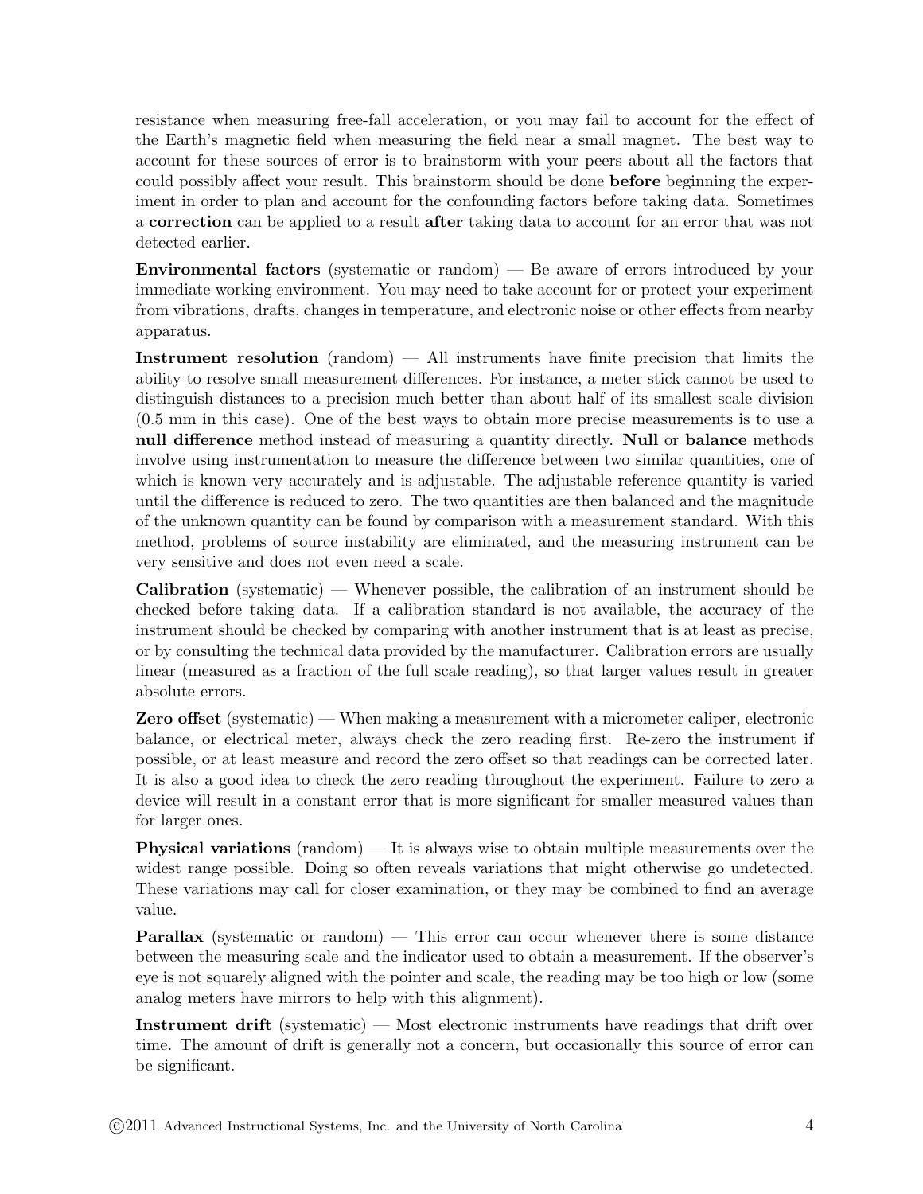resistance when measuring free-fall acceleration, or you may fail to account for the effect of the Earth's magnetic field when measuring the field near a small magnet. The best way to account for these sources of error is to brainstorm with your peers about all the factors that could possibly affect your result. This brainstorm should be done **before** beginning the experiment in order to plan and account for the confounding factors before taking data. Sometimes a **correction** can be applied to a result **after** taking data to account for an error that was not detected earlier.

**Environmental factors** (systematic or random) — Be aware of errors introduced by your immediate working environment. You may need to take account for or protect your experiment from vibrations, drafts, changes in temperature, and electronic noise or other effects from nearby apparatus.

**Instrument resolution** (random) — All instruments have finite precision that limits the ability to resolve small measurement differences. For instance, a meter stick cannot be used to distinguish distances to a precision much better than about half of its smallest scale division (0.5 mm in this case). One of the best ways to obtain more precise measurements is to use a **null difference** method instead of measuring a quantity directly. **Null** or **balance** methods involve using instrumentation to measure the difference between two similar quantities, one of which is known very accurately and is adjustable. The adjustable reference quantity is varied until the difference is reduced to zero. The two quantities are then balanced and the magnitude of the unknown quantity can be found by comparison with a measurement standard. With this method, problems of source instability are eliminated, and the measuring instrument can be very sensitive and does not even need a scale.

**Calibration** (systematic) — Whenever possible, the calibration of an instrument should be checked before taking data. If a calibration standard is not available, the accuracy of the instrument should be checked by comparing with another instrument that is at least as precise, or by consulting the technical data provided by the manufacturer. Calibration errors are usually linear (measured as a fraction of the full scale reading), so that larger values result in greater absolute errors.

**Zero offset** (systematic) — When making a measurement with a micrometer caliper, electronic balance, or electrical meter, always check the zero reading first. Re-zero the instrument if possible, or at least measure and record the zero offset so that readings can be corrected later. It is also a good idea to check the zero reading throughout the experiment. Failure to zero a device will result in a constant error that is more significant for smaller measured values than for larger ones.

**Physical variations** (random) — It is always wise to obtain multiple measurements over the widest range possible. Doing so often reveals variations that might otherwise go undetected. These variations may call for closer examination, or they may be combined to find an average value.

**Parallax** (systematic or random) — This error can occur whenever there is some distance between the measuring scale and the indicator used to obtain a measurement. If the observer's eye is not squarely aligned with the pointer and scale, the reading may be too high or low (some analog meters have mirrors to help with this alignment).

**Instrument drift** (systematic) — Most electronic instruments have readings that drift over time. The amount of drift is generally not a concern, but occasionally this source of error can be significant.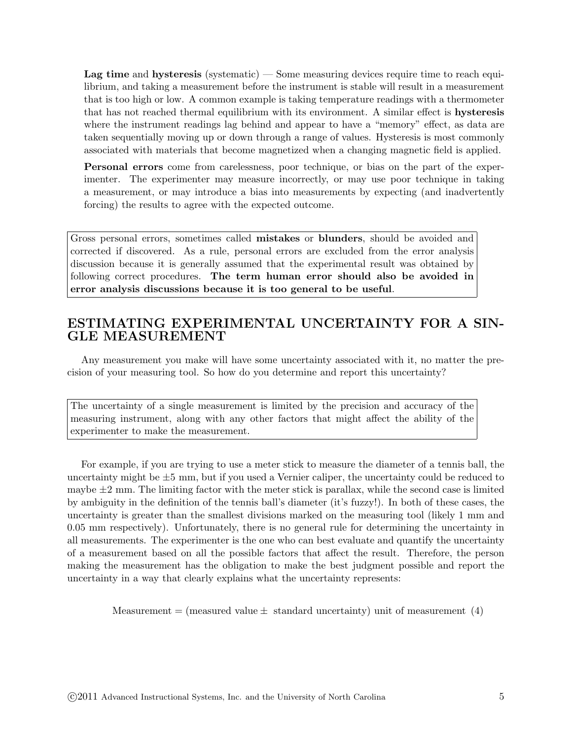**Lag time** and **hysteresis** (systematic) — Some measuring devices require time to reach equilibrium, and taking a measurement before the instrument is stable will result in a measurement that is too high or low. A common example is taking temperature readings with a thermometer that has not reached thermal equilibrium with its environment. A similar effect is **hysteresis** where the instrument readings lag behind and appear to have a "memory" effect, as data are taken sequentially moving up or down through a range of values. Hysteresis is most commonly associated with materials that become magnetized when a changing magnetic field is applied.

**Personal errors** come from carelessness, poor technique, or bias on the part of the experimenter. The experimenter may measure incorrectly, or may use poor technique in taking a measurement, or may introduce a bias into measurements by expecting (and inadvertently forcing) the results to agree with the expected outcome.

> Gross personal errors, sometimes called **mistakes** or **blunders**, should be avoided and corrected if discovered. As a rule, personal errors are excluded from the error analysis discussion because it is generally assumed that the experimental result was obtained by following correct procedures. **The term human error should also be avoided in error analysis discussions because it is too general to be useful**.

## ESTIMATING EXPERIMENTAL UNCERTAINTY FOR A SINGLE MEASUREMENT

Any measurement you make will have some uncertainty associated with it, no matter the precision of your measuring tool. So how do you determine and report this uncertainty?

> The uncertainty of a single measurement is limited by the precision and accuracy of the measuring instrument, along with any other factors that might affect the ability of the experimenter to make the measurement.

For example, if you are trying to use a meter stick to measure the diameter of a tennis ball, the uncertainty might be $\pm 5$ mm, but if you used a Vernier caliper, the uncertainty could be reduced to maybe $\pm 2$ mm. The limiting factor with the meter stick is parallax, while the second case is limited by ambiguity in the definition of the tennis ball's diameter (it's fuzzy!). In both of these cases, the uncertainty is greater than the smallest divisions marked on the measuring tool (likely 1 mm and 0.05 mm respectively). Unfortunately, there is no general rule for determining the uncertainty in all measurements. The experimenter is the one who can best evaluate and quantify the uncertainty of a measurement based on all the possible factors that affect the result. Therefore, the person making the measurement has the obligation to make the best judgment possible and report the uncertainty in a way that clearly explains what the uncertainty represents:

$$\text{Measurement} = (\text{measured value} \pm \text{ standard uncertainty}) \text{ unit of measurement} \quad (4)$$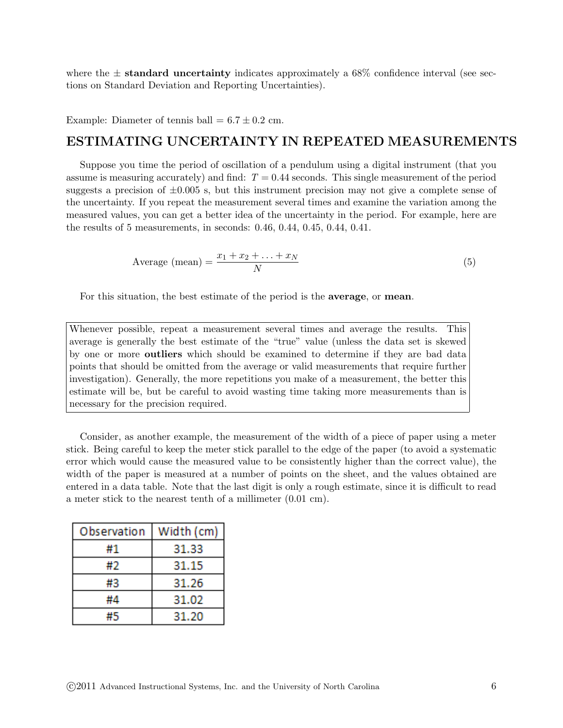where the ± **standard uncertainty** indicates approximately a 68% confidence interval (see sections on Standard Deviation and Reporting Uncertainties).

Example: Diameter of tennis ball = $6.7 \pm 0.2$ cm.

## ESTIMATING UNCERTAINTY IN REPEATED MEASUREMENTS

Suppose you time the period of oscillation of a pendulum using a digital instrument (that you assume is measuring accurately) and find: $T = 0.44$ seconds. This single measurement of the period suggests a precision of $\pm 0.005$ s, but this instrument precision may not give a complete sense of the uncertainty. If you repeat the measurement several times and examine the variation among the measured values, you can get a better idea of the uncertainty in the period. For example, here are the results of 5 measurements, in seconds: 0.46, 0.44, 0.45, 0.44, 0.41.

$$\text{Average (mean)} = \frac{x_1 + x_2 + \ldots + x_N}{N} \tag{5}$$

For this situation, the best estimate of the period is the **average**, or **mean**.

> Whenever possible, repeat a measurement several times and average the results. This average is generally the best estimate of the "true" value (unless the data set is skewed by one or more **outliers** which should be examined to determine if they are bad data points that should be omitted from the average or valid measurements that require further investigation). Generally, the more repetitions you make of a measurement, the better this estimate will be, but be careful to avoid wasting time taking more measurements than is necessary for the precision required.

Consider, as another example, the measurement of the width of a piece of paper using a meter stick. Being careful to keep the meter stick parallel to the edge of the paper (to avoid a systematic error which would cause the measured value to be consistently higher than the correct value), the width of the paper is measured at a number of points on the sheet, and the values obtained are entered in a data table. Note that the last digit is only a rough estimate, since it is difficult to read a meter stick to the nearest tenth of a millimeter (0.01 cm).

| Observation | Width (cm) |
|---|---|
| #1 | 31.33 |
| #2 | 31.15 |
| #3 | 31.26 |
| #4 | 31.02 |
| #5 | 31.20 |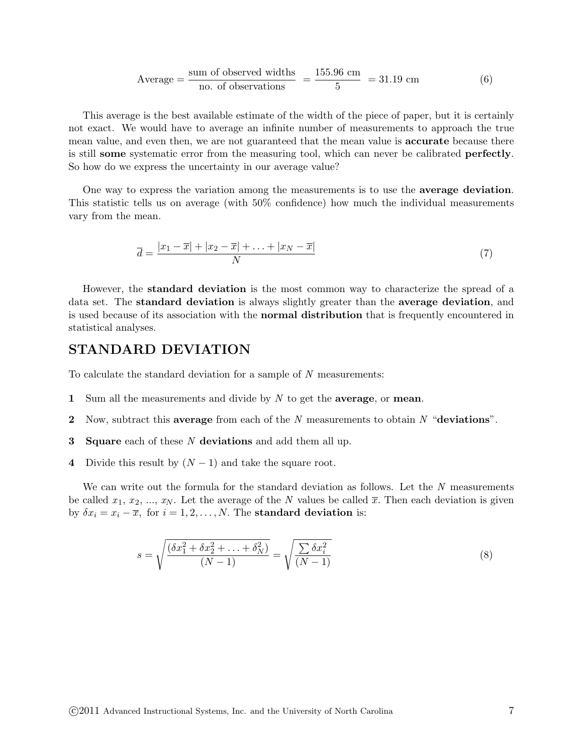$$\text{Average} = \frac{\text{sum of observed widths}}{\text{no. of observations}} = \frac{155.96 \text{ cm}}{5} = 31.19 \text{ cm} \tag{6}$$

This average is the best available estimate of the width of the piece of paper, but it is certainly not exact. We would have to average an infinite number of measurements to approach the true mean value, and even then, we are not guaranteed that the mean value is **accurate** because there is still **some** systematic error from the measuring tool, which can never be calibrated **perfectly**. So how do we express the uncertainty in our average value?

One way to express the variation among the measurements is to use the **average deviation**. This statistic tells us on average (with 50% confidence) how much the individual measurements vary from the mean.

$$\overline{d} = \frac{|x_1 - \overline{x}| + |x_2 - \overline{x}| + \ldots + |x_N - \overline{x}|}{N} \tag{7}$$

However, the **standard deviation** is the most common way to characterize the spread of a data set. The **standard deviation** is always slightly greater than the **average deviation**, and is used because of its association with the **normal distribution** that is frequently encountered in statistical analyses.

## STANDARD DEVIATION

To calculate the standard deviation for a sample of $N$ measurements:

**1** Sum all the measurements and divide by $N$ to get the **average**, or **mean**.

**2** Now, subtract this **average** from each of the $N$ measurements to obtain $N$ "**deviations**".

**3** **Square** each of these $N$ **deviations** and add them all up.

**4** Divide this result by $(N - 1)$ and take the square root.

We can write out the formula for the standard deviation as follows. Let the $N$ measurements be called $x_1$, $x_2$, ..., $x_N$. Let the average of the $N$ values be called $\overline{x}$. Then each deviation is given by $\delta x_i = x_i - \overline{x}$, for $i = 1, 2, \ldots, N$. The **standard deviation** is:

$$s = \sqrt{\frac{(\delta x_1^2 + \delta x_2^2 + \ldots + \delta_N^2)}{(N-1)}} = \sqrt{\frac{\sum \delta x_i^2}{(N-1)}} \tag{8}$$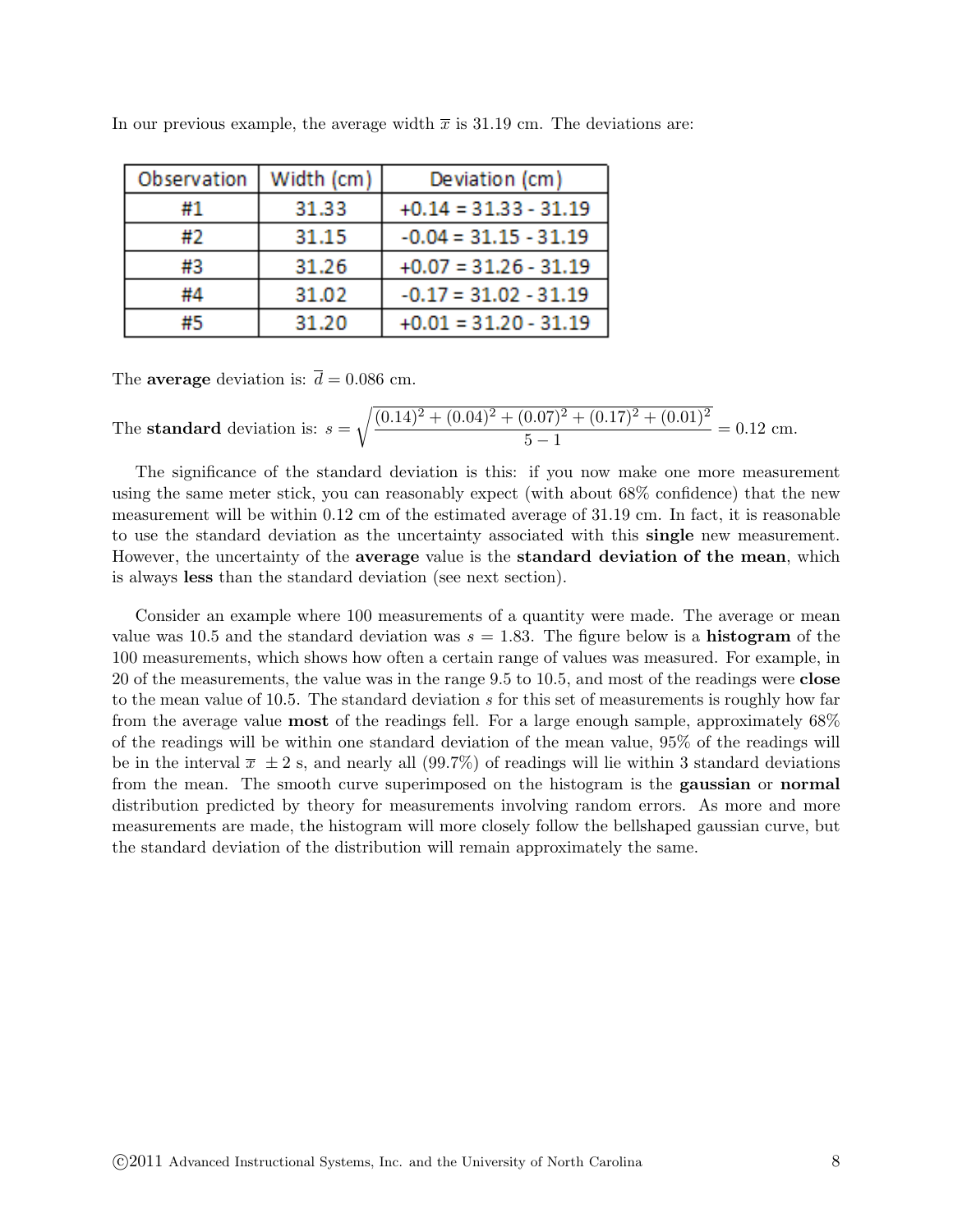In our previous example, the average width $\overline{x}$ is 31.19 cm. The deviations are:

| Observation | Width (cm) | Deviation (cm) |
|---|---|---|
| #1 | 31.33 | +0.14 = 31.33 - 31.19 |
| #2 | 31.15 | -0.04 = 31.15 - 31.19 |
| #3 | 31.26 | +0.07 = 31.26 - 31.19 |
| #4 | 31.02 | -0.17 = 31.02 - 31.19 |
| #5 | 31.20 | +0.01 = 31.20 - 31.19 |

The **average** deviation is: $\overline{d} = 0.086$ cm.

The **standard** deviation is: $s = \sqrt{\dfrac{(0.14)^2 + (0.04)^2 + (0.07)^2 + (0.17)^2 + (0.01)^2}{5-1}} = 0.12$ cm.

The significance of the standard deviation is this: if you now make one more measurement using the same meter stick, you can reasonably expect (with about 68% confidence) that the new measurement will be within 0.12 cm of the estimated average of 31.19 cm. In fact, it is reasonable to use the standard deviation as the uncertainty associated with this **single** new measurement. However, the uncertainty of the **average** value is the **standard deviation of the mean**, which is always **less** than the standard deviation (see next section).

Consider an example where 100 measurements of a quantity were made. The average or mean value was 10.5 and the standard deviation was $s = 1.83$. The figure below is a **histogram** of the 100 measurements, which shows how often a certain range of values was measured. For example, in 20 of the measurements, the value was in the range 9.5 to 10.5, and most of the readings were **close** to the mean value of 10.5. The standard deviation $s$ for this set of measurements is roughly how far from the average value **most** of the readings fell. For a large enough sample, approximately 68% of the readings will be within one standard deviation of the mean value, 95% of the readings will be in the interval $\overline{x} \pm 2$ s, and nearly all (99.7%) of readings will lie within 3 standard deviations from the mean. The smooth curve superimposed on the histogram is the **gaussian** or **normal** distribution predicted by theory for measurements involving random errors. As more and more measurements are made, the histogram will more closely follow the bellshaped gaussian curve, but the standard deviation of the distribution will remain approximately the same.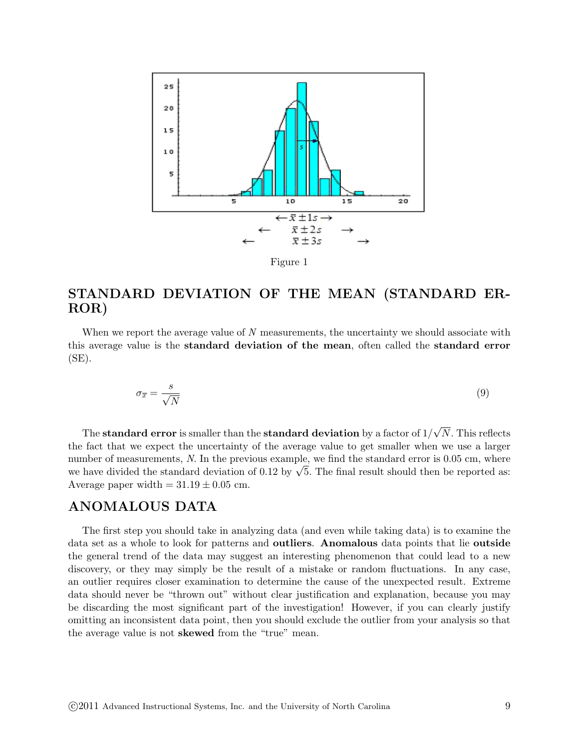Figure 1

## STANDARD DEVIATION OF THE MEAN (STANDARD ERROR)

When we report the average value of $N$ measurements, the uncertainty we should associate with this average value is the **standard deviation of the mean**, often called the **standard error** (SE).

$$\sigma_{\bar{x}} = \frac{s}{\sqrt{N}} \tag{9}$$

The **standard error** is smaller than the **standard deviation** by a factor of $1/\sqrt{N}$. This reflects the fact that we expect the uncertainty of the average value to get smaller when we use a larger number of measurements, $N$. In the previous example, we find the standard error is 0.05 cm, where we have divided the standard deviation of 0.12 by $\sqrt{5}$. The final result should then be reported as: Average paper width = $31.19 \pm 0.05$ cm.

## ANOMALOUS DATA

The first step you should take in analyzing data (and even while taking data) is to examine the data set as a whole to look for patterns and **outliers**. **Anomalous** data points that lie **outside** the general trend of the data may suggest an interesting phenomenon that could lead to a new discovery, or they may simply be the result of a mistake or random fluctuations. In any case, an outlier requires closer examination to determine the cause of the unexpected result. Extreme data should never be "thrown out" without clear justification and explanation, because you may be discarding the most significant part of the investigation! However, if you can clearly justify omitting an inconsistent data point, then you should exclude the outlier from your analysis so that the average value is not **skewed** from the "true" mean.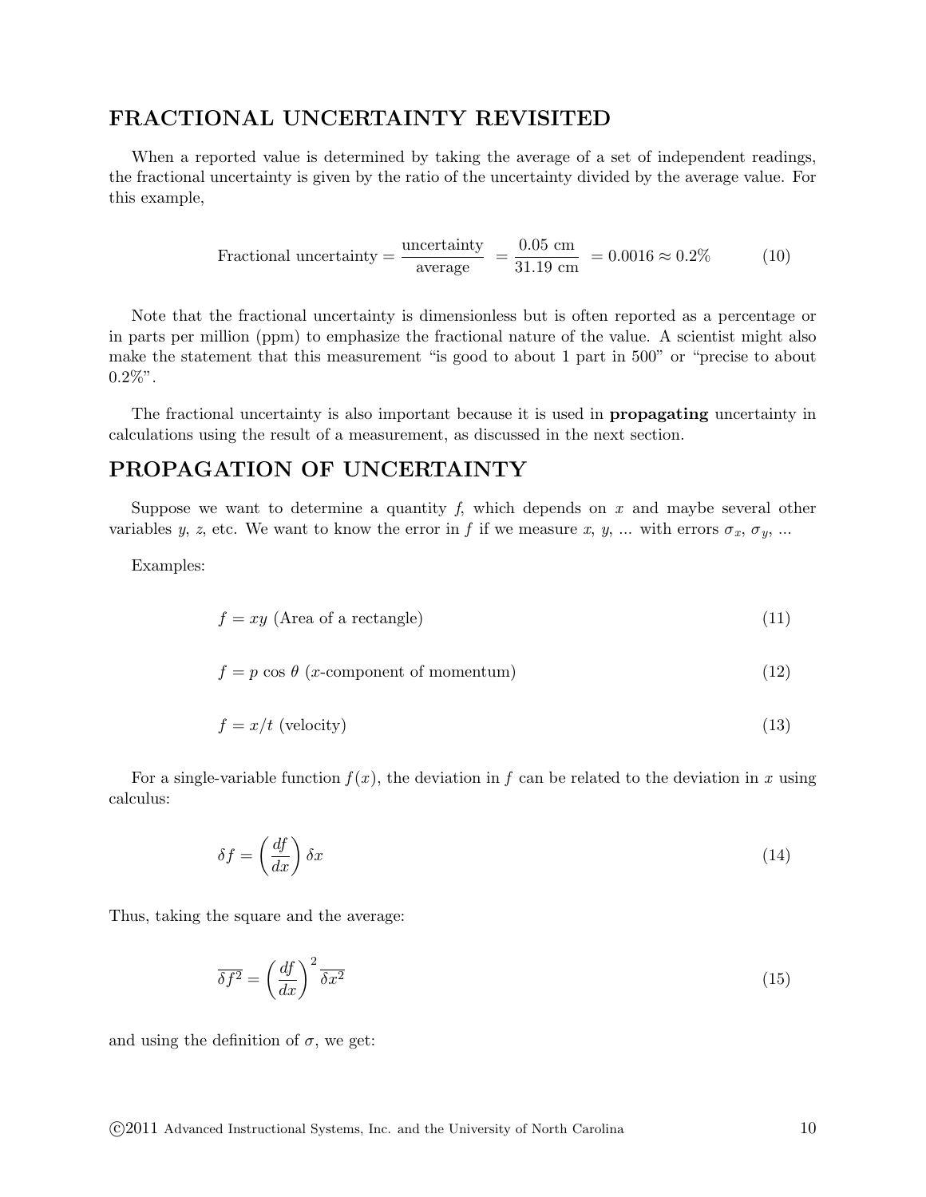## FRACTIONAL UNCERTAINTY REVISITED

When a reported value is determined by taking the average of a set of independent readings, the fractional uncertainty is given by the ratio of the uncertainty divided by the average value. For this example,

$$\text{Fractional uncertainty} = \frac{\text{uncertainty}}{\text{average}} = \frac{0.05 \text{ cm}}{31.19 \text{ cm}} = 0.0016 \approx 0.2\% \tag{10}$$

Note that the fractional uncertainty is dimensionless but is often reported as a percentage or in parts per million (ppm) to emphasize the fractional nature of the value. A scientist might also make the statement that this measurement "is good to about 1 part in 500" or "precise to about 0.2%".

The fractional uncertainty is also important because it is used in **propagating** uncertainty in calculations using the result of a measurement, as discussed in the next section.

## PROPAGATION OF UNCERTAINTY

Suppose we want to determine a quantity *f*, which depends on $x$ and maybe several other variables $y$, $z$, etc. We want to know the error in $f$ if we measure $x$, $y$, ... with errors $\sigma_x$, $\sigma_y$, ...

Examples:

$$f = xy \text{ (Area of a rectangle)} \tag{11}$$

$$f = p \cos\theta \text{ ($x$-component of momentum)} \tag{12}$$

$$f = x/t \text{ (velocity)} \tag{13}$$

For a single-variable function $f(x)$, the deviation in $f$ can be related to the deviation in $x$ using calculus:

$$\delta f = \left(\frac{df}{dx}\right)\delta x \tag{14}$$

Thus, taking the square and the average:

$$\overline{\delta f^2} = \left(\frac{df}{dx}\right)^2 \overline{\delta x^2} \tag{15}$$

and using the definition of $\sigma$, we get: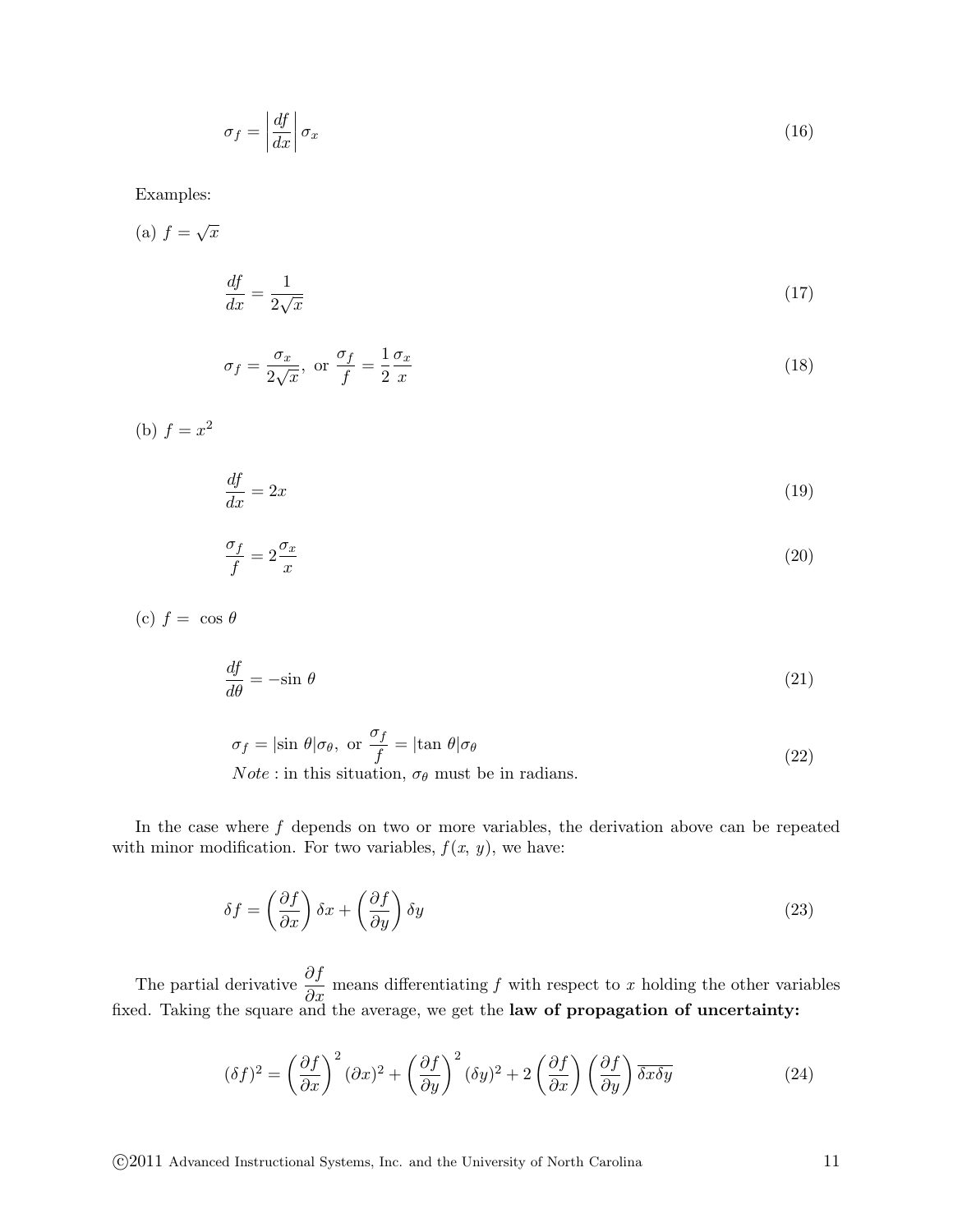$$\sigma_f = \left| \frac{df}{dx} \right| \sigma_x \tag{16}$$

Examples:

(a) $f = \sqrt{x}$

$$\frac{df}{dx} = \frac{1}{2\sqrt{x}} \tag{17}$$

$$\sigma_f = \frac{\sigma_x}{2\sqrt{x}}, \text{ or } \frac{\sigma_f}{f} = \frac{1}{2}\frac{\sigma_x}{x} \tag{18}$$

(b) $f = x^2$

$$\frac{df}{dx} = 2x \tag{19}$$

$$\frac{\sigma_f}{f} = 2\frac{\sigma_x}{x} \tag{20}$$

(c) $f = \cos\theta$

$$\frac{df}{d\theta} = -\sin\theta \tag{21}$$

$$\begin{gathered}\sigma_f = |\sin\theta|\sigma_\theta, \text{ or } \frac{\sigma_f}{f} = |\tan\theta|\sigma_\theta \\ \textit{Note}: \text{in this situation, } \sigma_\theta \text{ must be in radians.}\end{gathered} \tag{22}$$

In the case where $f$ depends on two or more variables, the derivation above can be repeated with minor modification. For two variables, $f(x, y)$, we have:

$$\delta f = \left(\frac{\partial f}{\partial x}\right)\delta x + \left(\frac{\partial f}{\partial y}\right)\delta y \tag{23}$$

The partial derivative $\frac{\partial f}{\partial x}$ means differentiating $f$ with respect to $x$ holding the other variables fixed. Taking the square and the average, we get the **law of propagation of uncertainty:**

$$(\delta f)^2 = \left(\frac{\partial f}{\partial x}\right)^2 (\partial x)^2 + \left(\frac{\partial f}{\partial y}\right)^2 (\delta y)^2 + 2\left(\frac{\partial f}{\partial x}\right)\left(\frac{\partial f}{\partial y}\right)\overline{\delta x \delta y} \tag{24}$$

©2011 Advanced Instructional Systems, Inc. and the University of North Carolina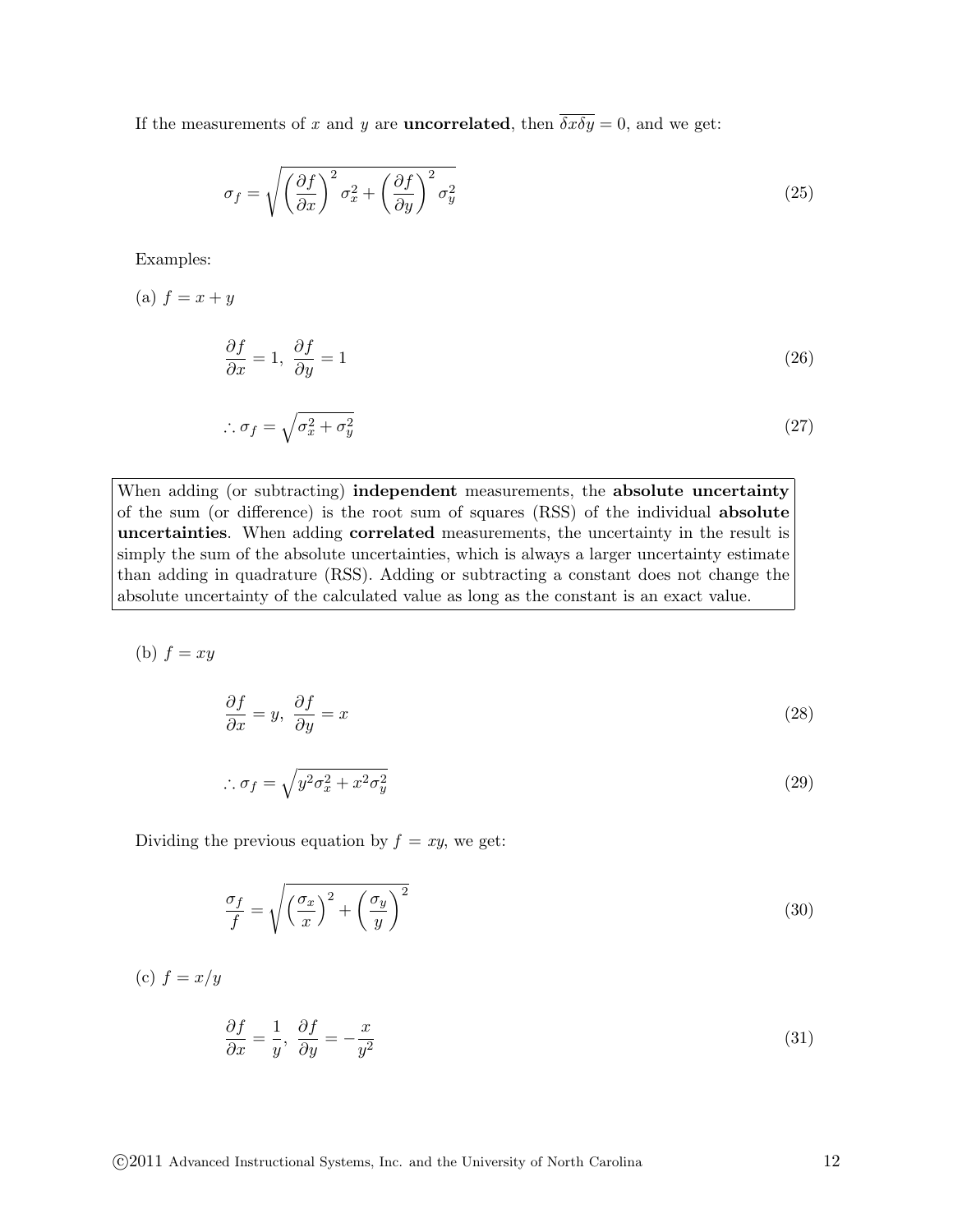If the measurements of $x$ and $y$ are **uncorrelated**, then $\overline{\delta x \delta y} = 0$, and we get:

$$\sigma_f = \sqrt{\left(\frac{\partial f}{\partial x}\right)^2 \sigma_x^2 + \left(\frac{\partial f}{\partial y}\right)^2 \sigma_y^2} \tag{25}$$

Examples:

(a) $f = x + y$

$$\frac{\partial f}{\partial x} = 1, \; \frac{\partial f}{\partial y} = 1 \tag{26}$$

$$\therefore \sigma_f = \sqrt{\sigma_x^2 + \sigma_y^2} \tag{27}$$

> When adding (or subtracting) **independent** measurements, the **absolute uncertainty** of the sum (or difference) is the root sum of squares (RSS) of the individual **absolute uncertainties**. When adding **correlated** measurements, the uncertainty in the result is simply the sum of the absolute uncertainties, which is always a larger uncertainty estimate than adding in quadrature (RSS). Adding or subtracting a constant does not change the absolute uncertainty of the calculated value as long as the constant is an exact value.

(b) $f = xy$

$$\frac{\partial f}{\partial x} = y, \; \frac{\partial f}{\partial y} = x \tag{28}$$

$$\therefore \sigma_f = \sqrt{y^2 \sigma_x^2 + x^2 \sigma_y^2} \tag{29}$$

Dividing the previous equation by $f = xy$, we get:

$$\frac{\sigma_f}{f} = \sqrt{\left(\frac{\sigma_x}{x}\right)^2 + \left(\frac{\sigma_y}{y}\right)^2} \tag{30}$$

(c) $f = x/y$

$$\frac{\partial f}{\partial x} = \frac{1}{y}, \; \frac{\partial f}{\partial y} = -\frac{x}{y^2} \tag{31}$$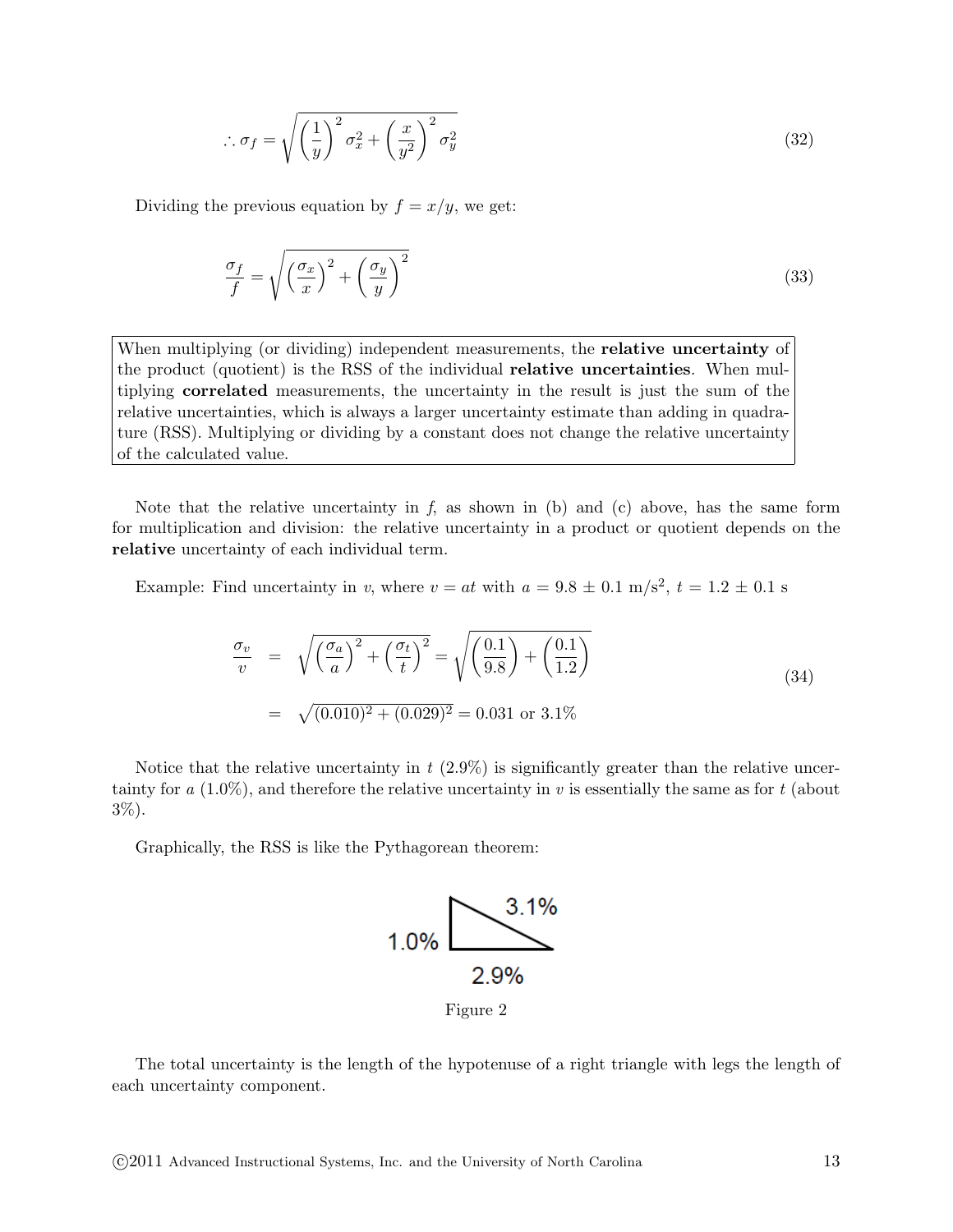$$\therefore \sigma_f = \sqrt{\left(\frac{1}{y}\right)^2 \sigma_x^2 + \left(\frac{x}{y^2}\right)^2 \sigma_y^2} \tag{32}$$

Dividing the previous equation by $f = x/y$, we get:

$$\frac{\sigma_f}{f} = \sqrt{\left(\frac{\sigma_x}{x}\right)^2 + \left(\frac{\sigma_y}{y}\right)^2} \tag{33}$$

> When multiplying (or dividing) independent measurements, the **relative uncertainty** of the product (quotient) is the RSS of the individual **relative uncertainties**. When multiplying **correlated** measurements, the uncertainty in the result is just the sum of the relative uncertainties, which is always a larger uncertainty estimate than adding in quadrature (RSS). Multiplying or dividing by a constant does not change the relative uncertainty of the calculated value.

Note that the relative uncertainty in *f*, as shown in (b) and (c) above, has the same form for multiplication and division: the relative uncertainty in a product or quotient depends on the **relative** uncertainty of each individual term.

Example: Find uncertainty in $v$, where $v = at$ with $a = 9.8 \pm 0.1$ m/s$^2$, $t = 1.2 \pm 0.1$ s

$$\begin{aligned}
\frac{\sigma_v}{v} &= \sqrt{\left(\frac{\sigma_a}{a}\right)^2 + \left(\frac{\sigma_t}{t}\right)^2} = \sqrt{\left(\frac{0.1}{9.8}\right) + \left(\frac{0.1}{1.2}\right)} \\
&= \sqrt{(0.010)^2 + (0.029)^2} = 0.031 \text{ or } 3.1\%
\end{aligned} \tag{34}$$

Notice that the relative uncertainty in $t$ (2.9%) is significantly greater than the relative uncertainty for $a$ (1.0%), and therefore the relative uncertainty in $v$ is essentially the same as for $t$ (about 3%).

Graphically, the RSS is like the Pythagorean theorem:

Figure 2

The total uncertainty is the length of the hypotenuse of a right triangle with legs the length of each uncertainty component.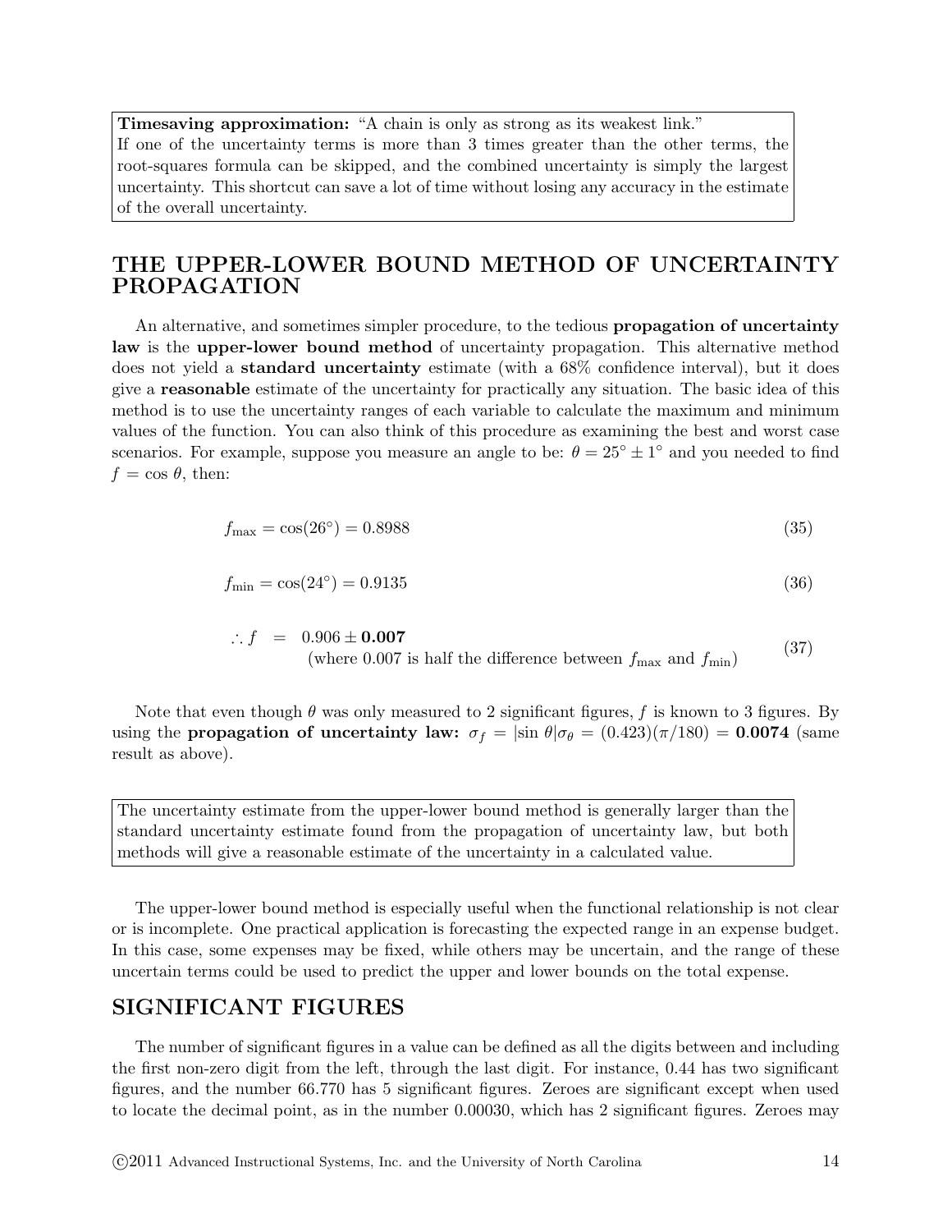> **Timesaving approximation:** "A chain is only as strong as its weakest link."
> If one of the uncertainty terms is more than 3 times greater than the other terms, the root-squares formula can be skipped, and the combined uncertainty is simply the largest uncertainty. This shortcut can save a lot of time without losing any accuracy in the estimate of the overall uncertainty.

## THE UPPER-LOWER BOUND METHOD OF UNCERTAINTY PROPAGATION

An alternative, and sometimes simpler procedure, to the tedious **propagation of uncertainty law** is the **upper-lower bound method** of uncertainty propagation. This alternative method does not yield a **standard uncertainty** estimate (with a 68% confidence interval), but it does give a **reasonable** estimate of the uncertainty for practically any situation. The basic idea of this method is to use the uncertainty ranges of each variable to calculate the maximum and minimum values of the function. You can also think of this procedure as examining the best and worst case scenarios. For example, suppose you measure an angle to be: $\theta = 25° \pm 1°$ and you needed to find $f = \cos\theta$, then:

$$f_{\max} = \cos(26°) = 0.8988 \tag{35}$$

$$f_{\min} = \cos(24°) = 0.9135 \tag{36}$$

$$\therefore f = 0.906 \pm \mathbf{0.007} \tag{37}$$

(where 0.007 is half the difference between $f_{\max}$ and $f_{\min}$)

Note that even though $\theta$ was only measured to 2 significant figures, $f$ is known to 3 figures. By using the **propagation of uncertainty law:** $\sigma_f = |\sin\theta|\sigma_\theta = (0.423)(\pi/180) = \mathbf{0.0074}$ (same result as above).

> The uncertainty estimate from the upper-lower bound method is generally larger than the standard uncertainty estimate found from the propagation of uncertainty law, but both methods will give a reasonable estimate of the uncertainty in a calculated value.

The upper-lower bound method is especially useful when the functional relationship is not clear or is incomplete. One practical application is forecasting the expected range in an expense budget. In this case, some expenses may be fixed, while others may be uncertain, and the range of these uncertain terms could be used to predict the upper and lower bounds on the total expense.

## SIGNIFICANT FIGURES

The number of significant figures in a value can be defined as all the digits between and including the first non-zero digit from the left, through the last digit. For instance, 0.44 has two significant figures, and the number 66.770 has 5 significant figures. Zeroes are significant except when used to locate the decimal point, as in the number 0.00030, which has 2 significant figures. Zeroes may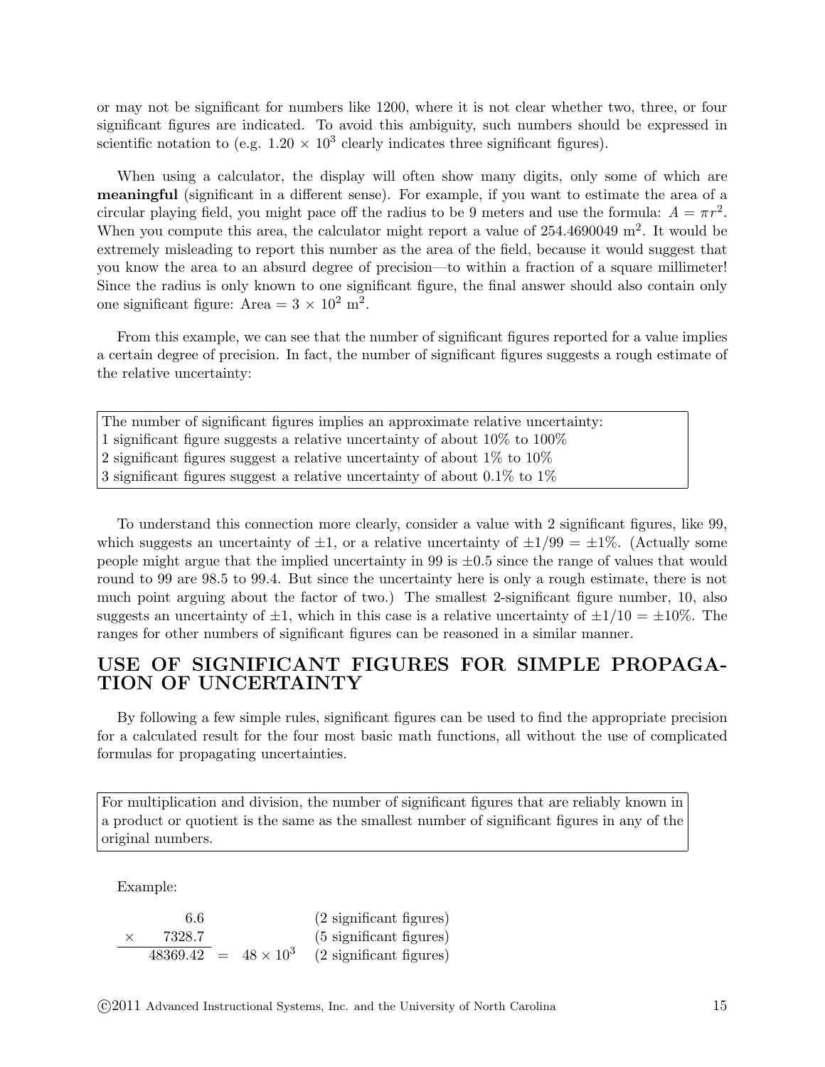or may not be significant for numbers like 1200, where it is not clear whether two, three, or four significant figures are indicated. To avoid this ambiguity, such numbers should be expressed in scientific notation to (e.g. $1.20 \times 10^3$ clearly indicates three significant figures).

When using a calculator, the display will often show many digits, only some of which are **meaningful** (significant in a different sense). For example, if you want to estimate the area of a circular playing field, you might pace off the radius to be 9 meters and use the formula: $A = \pi r^2$. When you compute this area, the calculator might report a value of 254.4690049 $m^2$. It would be extremely misleading to report this number as the area of the field, because it would suggest that you know the area to an absurd degree of precision—to within a fraction of a square millimeter! Since the radius is only known to one significant figure, the final answer should also contain only one significant figure: Area = $3 \times 10^2$ $m^2$.

From this example, we can see that the number of significant figures reported for a value implies a certain degree of precision. In fact, the number of significant figures suggests a rough estimate of the relative uncertainty:

> The number of significant figures implies an approximate relative uncertainty:
> 1 significant figure suggests a relative uncertainty of about 10% to 100%
> 2 significant figures suggest a relative uncertainty of about 1% to 10%
> 3 significant figures suggest a relative uncertainty of about 0.1% to 1%

To understand this connection more clearly, consider a value with 2 significant figures, like 99, which suggests an uncertainty of $\pm 1$, or a relative uncertainty of $\pm 1/99 = \pm 1\%$. (Actually some people might argue that the implied uncertainty in 99 is $\pm 0.5$ since the range of values that would round to 99 are 98.5 to 99.4. But since the uncertainty here is only a rough estimate, there is not much point arguing about the factor of two.) The smallest 2-significant figure number, 10, also suggests an uncertainty of $\pm 1$, which in this case is a relative uncertainty of $\pm 1/10 = \pm 10\%$. The ranges for other numbers of significant figures can be reasoned in a similar manner.

## USE OF SIGNIFICANT FIGURES FOR SIMPLE PROPAGATION OF UNCERTAINTY

By following a few simple rules, significant figures can be used to find the appropriate precision for a calculated result for the four most basic math functions, all without the use of complicated formulas for propagating uncertainties.

> For multiplication and division, the number of significant figures that are reliably known in a product or quotient is the same as the smallest number of significant figures in any of the original numbers.

Example:

$$\begin{array}{rrl} & 6.6 & \text{(2 significant figures)} \\ \times & 7328.7 & \text{(5 significant figures)} \\ \hline & 48369.42 = 48 \times 10^3 & \text{(2 significant figures)} \end{array}$$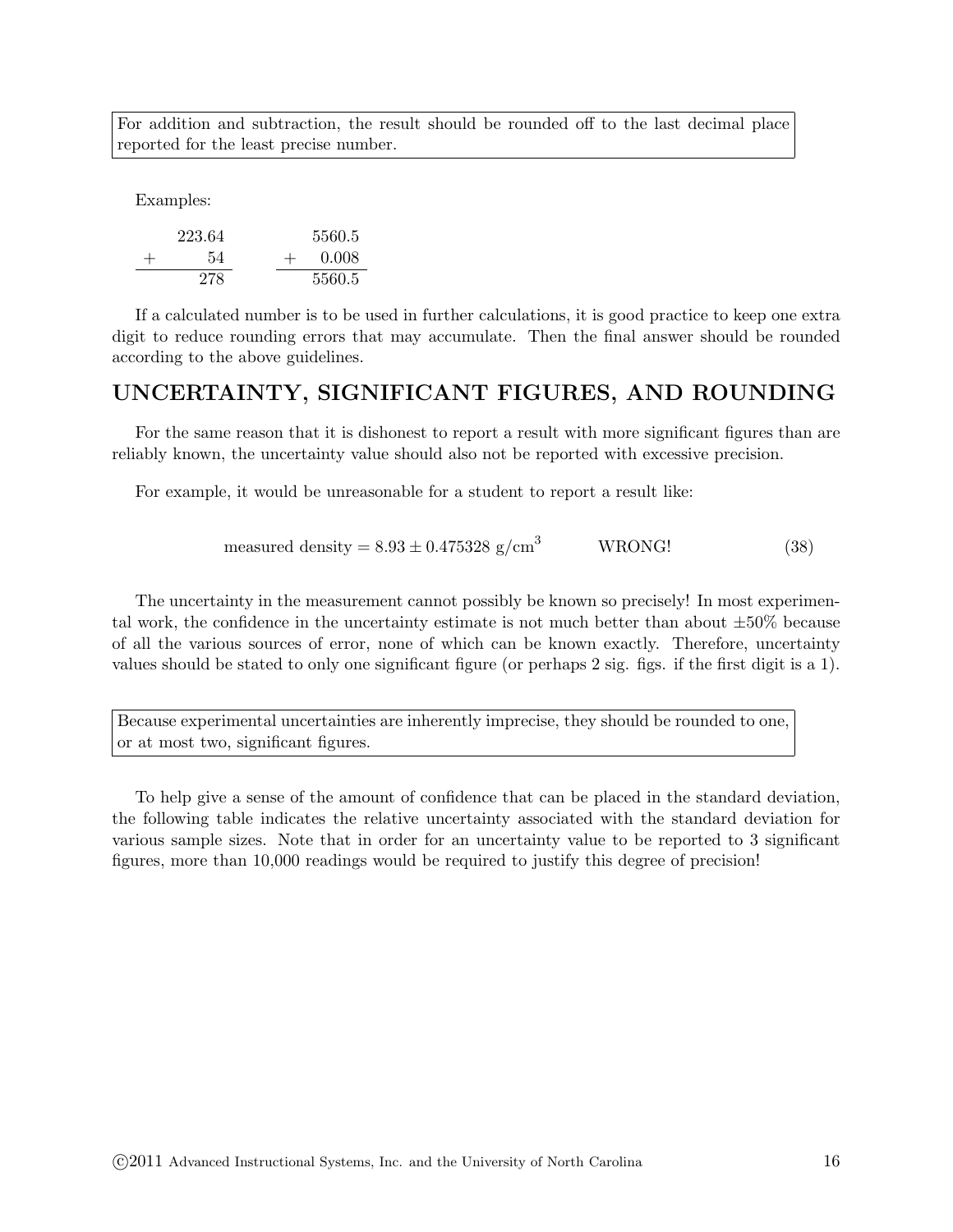For addition and subtraction, the result should be rounded off to the last decimal place reported for the least precise number.

Examples:

$$\begin{array}{r} 223.64 \\ + \quad 54 \\ \hline 278 \end{array} \qquad \begin{array}{r} 5560.5 \\ + \quad 0.008 \\ \hline 5560.5 \end{array}$$

If a calculated number is to be used in further calculations, it is good practice to keep one extra digit to reduce rounding errors that may accumulate. Then the final answer should be rounded according to the above guidelines.

## UNCERTAINTY, SIGNIFICANT FIGURES, AND ROUNDING

For the same reason that it is dishonest to report a result with more significant figures than are reliably known, the uncertainty value should also not be reported with excessive precision.

For example, it would be unreasonable for a student to report a result like:

$$\text{measured density} = 8.93 \pm 0.475328 \text{ g/cm}^3 \qquad \text{WRONG!} \tag{38}$$

The uncertainty in the measurement cannot possibly be known so precisely! In most experimental work, the confidence in the uncertainty estimate is not much better than about $\pm 50\%$ because of all the various sources of error, none of which can be known exactly. Therefore, uncertainty values should be stated to only one significant figure (or perhaps 2 sig. figs. if the first digit is a 1).

Because experimental uncertainties are inherently imprecise, they should be rounded to one, or at most two, significant figures.

To help give a sense of the amount of confidence that can be placed in the standard deviation, the following table indicates the relative uncertainty associated with the standard deviation for various sample sizes. Note that in order for an uncertainty value to be reported to 3 significant figures, more than 10,000 readings would be required to justify this degree of precision!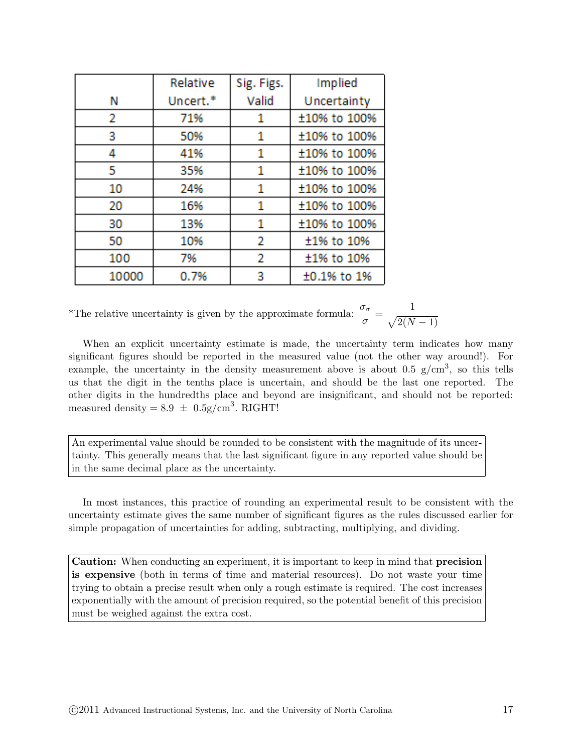| N | Relative Uncert.* | Sig. Figs. Valid | Implied Uncertainty |
|---|---|---|---|
| 2 | 71% | 1 | ±10% to 100% |
| 3 | 50% | 1 | ±10% to 100% |
| 4 | 41% | 1 | ±10% to 100% |
| 5 | 35% | 1 | ±10% to 100% |
| 10 | 24% | 1 | ±10% to 100% |
| 20 | 16% | 1 | ±10% to 100% |
| 30 | 13% | 1 | ±10% to 100% |
| 50 | 10% | 2 | ±1% to 10% |
| 100 | 7% | 2 | ±1% to 10% |
| 10000 | 0.7% | 3 | ±0.1% to 1% |

*The relative uncertainty is given by the approximate formula: $\frac{\sigma_\sigma}{\sigma} = \frac{1}{\sqrt{2(N-1)}}$

When an explicit uncertainty estimate is made, the uncertainty term indicates how many significant figures should be reported in the measured value (not the other way around!). For example, the uncertainty in the density measurement above is about 0.5 g/cm$^3$, so this tells us that the digit in the tenths place is uncertain, and should be the last one reported. The other digits in the hundredths place and beyond are insignificant, and should not be reported: measured density = $8.9 \pm 0.5$g/cm$^3$. RIGHT!

> An experimental value should be rounded to be consistent with the magnitude of its uncertainty. This generally means that the last significant figure in any reported value should be in the same decimal place as the uncertainty.

In most instances, this practice of rounding an experimental result to be consistent with the uncertainty estimate gives the same number of significant figures as the rules discussed earlier for simple propagation of uncertainties for adding, subtracting, multiplying, and dividing.

> **Caution:** When conducting an experiment, it is important to keep in mind that **precision is expensive** (both in terms of time and material resources). Do not waste your time trying to obtain a precise result when only a rough estimate is required. The cost increases exponentially with the amount of precision required, so the potential benefit of this precision must be weighed against the extra cost.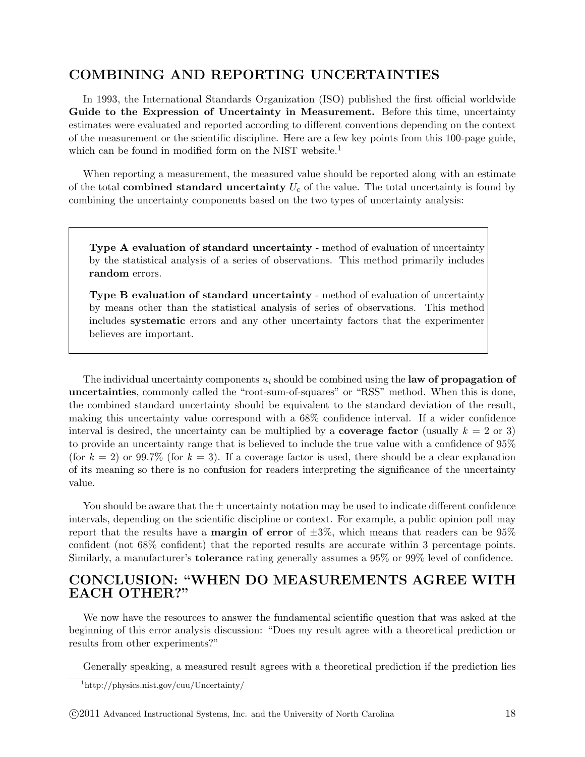## COMBINING AND REPORTING UNCERTAINTIES

In 1993, the International Standards Organization (ISO) published the first official worldwide **Guide to the Expression of Uncertainty in Measurement.** Before this time, uncertainty estimates were evaluated and reported according to different conventions depending on the context of the measurement or the scientific discipline. Here are a few key points from this 100-page guide, which can be found in modified form on the NIST website.[1]

When reporting a measurement, the measured value should be reported along with an estimate of the total **combined standard uncertainty** $U_c$ of the value. The total uncertainty is found by combining the uncertainty components based on the two types of uncertainty analysis:

> **Type A evaluation of standard uncertainty** - method of evaluation of uncertainty by the statistical analysis of a series of observations. This method primarily includes **random** errors.
>
> **Type B evaluation of standard uncertainty** - method of evaluation of uncertainty by means other than the statistical analysis of series of observations. This method includes **systematic** errors and any other uncertainty factors that the experimenter believes are important.

The individual uncertainty components $u_i$ should be combined using the **law of propagation of uncertainties**, commonly called the "root-sum-of-squares" or "RSS" method. When this is done, the combined standard uncertainty should be equivalent to the standard deviation of the result, making this uncertainty value correspond with a 68% confidence interval. If a wider confidence interval is desired, the uncertainty can be multiplied by a **coverage factor** (usually $k = 2$ or 3) to provide an uncertainty range that is believed to include the true value with a confidence of 95% (for $k = 2$) or 99.7% (for $k = 3$). If a coverage factor is used, there should be a clear explanation of its meaning so there is no confusion for readers interpreting the significance of the uncertainty value.

You should be aware that the $\pm$ uncertainty notation may be used to indicate different confidence intervals, depending on the scientific discipline or context. For example, a public opinion poll may report that the results have a **margin of error** of $\pm 3\%$, which means that readers can be 95% confident (not 68% confident) that the reported results are accurate within 3 percentage points. Similarly, a manufacturer's **tolerance** rating generally assumes a 95% or 99% level of confidence.

## CONCLUSION: "WHEN DO MEASUREMENTS AGREE WITH EACH OTHER?"

We now have the resources to answer the fundamental scientific question that was asked at the beginning of this error analysis discussion: "Does my result agree with a theoretical prediction or results from other experiments?"

Generally speaking, a measured result agrees with a theoretical prediction if the prediction lies

[1] http://physics.nist.gov/cuu/Uncertainty/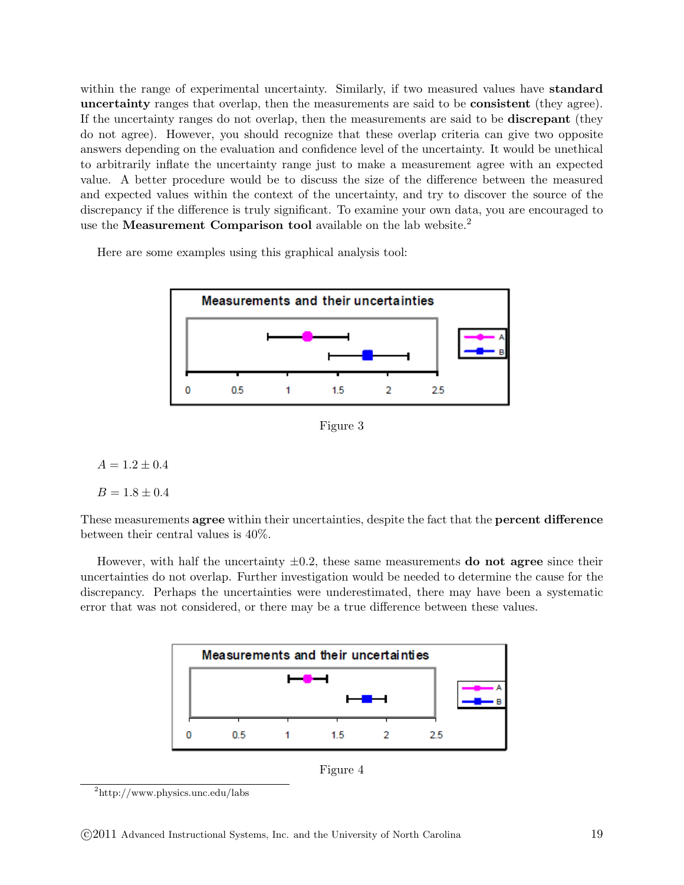within the range of experimental uncertainty. Similarly, if two measured values have **standard uncertainty** ranges that overlap, then the measurements are said to be **consistent** (they agree). If the uncertainty ranges do not overlap, then the measurements are said to be **discrepant** (they do not agree). However, you should recognize that these overlap criteria can give two opposite answers depending on the evaluation and confidence level of the uncertainty. It would be unethical to arbitrarily inflate the uncertainty range just to make a measurement agree with an expected value. A better procedure would be to discuss the size of the difference between the measured and expected values within the context of the uncertainty, and try to discover the source of the discrepancy if the difference is truly significant. To examine your own data, you are encouraged to use the **Measurement Comparison tool** available on the lab website.[2]

Here are some examples using this graphical analysis tool:

Figure 3

$A = 1.2 \pm 0.4$

$B = 1.8 \pm 0.4$

These measurements **agree** within their uncertainties, despite the fact that the **percent difference** between their central values is 40%.

However, with half the uncertainty $\pm 0.2$, these same measurements **do not agree** since their uncertainties do not overlap. Further investigation would be needed to determine the cause for the discrepancy. Perhaps the uncertainties were underestimated, there may have been a systematic error that was not considered, or there may be a true difference between these values.

Figure 4

[2] http://www.physics.unc.edu/labs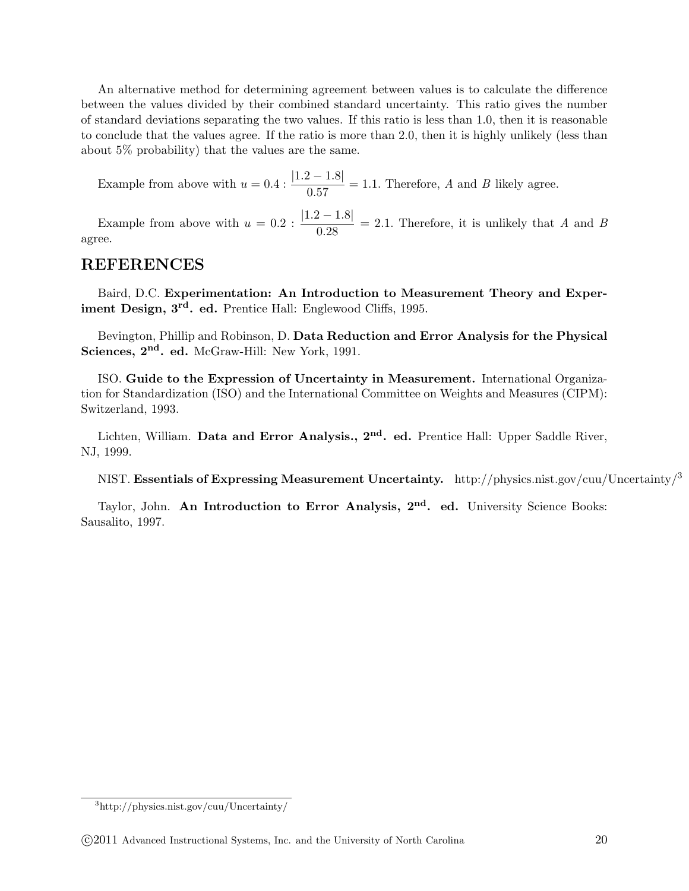An alternative method for determining agreement between values is to calculate the difference between the values divided by their combined standard uncertainty. This ratio gives the number of standard deviations separating the two values. If this ratio is less than 1.0, then it is reasonable to conclude that the values agree. If the ratio is more than 2.0, then it is highly unlikely (less than about 5% probability) that the values are the same.

Example from above with $u = 0.4$ : $\dfrac{|1.2 - 1.8|}{0.57} = 1.1$. Therefore, $A$ and $B$ likely agree.

Example from above with $u = 0.2$ : $\dfrac{|1.2 - 1.8|}{0.28} = 2.1$. Therefore, it is unlikely that $A$ and $B$ agree.

## REFERENCES

Baird, D.C. **Experimentation: An Introduction to Measurement Theory and Experiment Design, 3rd. ed.** Prentice Hall: Englewood Cliffs, 1995.

Bevington, Phillip and Robinson, D. **Data Reduction and Error Analysis for the Physical Sciences, 2nd. ed.** McGraw-Hill: New York, 1991.

ISO. **Guide to the Expression of Uncertainty in Measurement.** International Organization for Standardization (ISO) and the International Committee on Weights and Measures (CIPM): Switzerland, 1993.

Lichten, William. **Data and Error Analysis., 2nd. ed.** Prentice Hall: Upper Saddle River, NJ, 1999.

NIST. **Essentials of Expressing Measurement Uncertainty.** http://physics.nist.gov/cuu/Uncertainty/[3]

Taylor, John. **An Introduction to Error Analysis, 2nd. ed.** University Science Books: Sausalito, 1997.

[3] http://physics.nist.gov/cuu/Uncertainty/